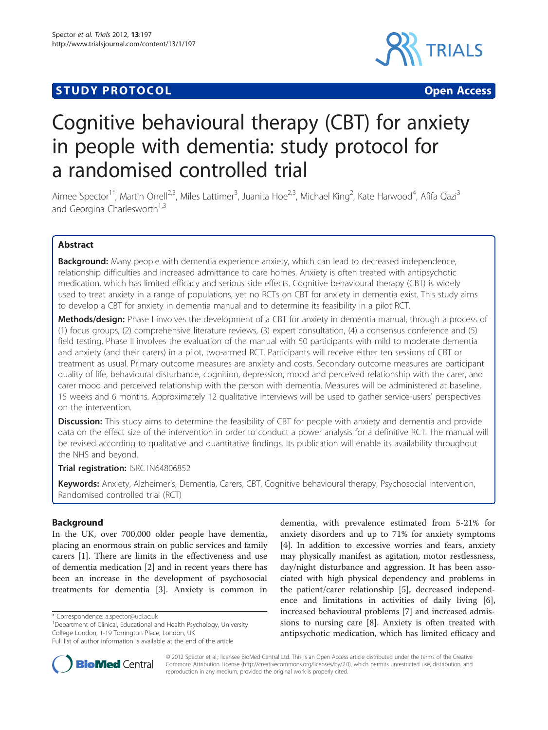STUDY PROTOCOL Open Access

# Cognitive behavioural therapy (CBT) for anxiety in people with dementia: study protocol for a randomised controlled trial

Aimee Spector[1*], Martin Orrell[2,3], Miles Lattimer[3], Juanita Hoe[2,3], Michael King[2], Kate Harwood[4], Afifa Qazi[3] and Georgina Charlesworth[1,3]

## Abstract

**Background:** Many people with dementia experience anxiety, which can lead to decreased independence, relationship difficulties and increased admittance to care homes. Anxiety is often treated with antipsychotic medication, which has limited efficacy and serious side effects. Cognitive behavioural therapy (CBT) is widely used to treat anxiety in a range of populations, yet no RCTs on CBT for anxiety in dementia exist. This study aims to develop a CBT for anxiety in dementia manual and to determine its feasibility in a pilot RCT.

**Methods/design:** Phase I involves the development of a CBT for anxiety in dementia manual, through a process of (1) focus groups, (2) comprehensive literature reviews, (3) expert consultation, (4) a consensus conference and (5) field testing. Phase II involves the evaluation of the manual with 50 participants with mild to moderate dementia and anxiety (and their carers) in a pilot, two-armed RCT. Participants will receive either ten sessions of CBT or treatment as usual. Primary outcome measures are anxiety and costs. Secondary outcome measures are participant quality of life, behavioural disturbance, cognition, depression, mood and perceived relationship with the carer, and carer mood and perceived relationship with the person with dementia. Measures will be administered at baseline, 15 weeks and 6 months. Approximately 12 qualitative interviews will be used to gather service-users' perspectives on the intervention.

**Discussion:** This study aims to determine the feasibility of CBT for people with anxiety and dementia and provide data on the effect size of the intervention in order to conduct a power analysis for a definitive RCT. The manual will be revised according to qualitative and quantitative findings. Its publication will enable its availability throughout the NHS and beyond.

**Trial registration:** ISRCTN64806852

**Keywords:** Anxiety, Alzheimer's, Dementia, Carers, CBT, Cognitive behavioural therapy, Psychosocial intervention, Randomised controlled trial (RCT)

## Background

In the UK, over 700,000 older people have dementia, placing an enormous strain on public services and family carers [1]. There are limits in the effectiveness and use of dementia medication [2] and in recent years there has been an increase in the development of psychosocial treatments for dementia [3]. Anxiety is common in dementia, with prevalence estimated from 5-21% for anxiety disorders and up to 71% for anxiety symptoms [4]. In addition to excessive worries and fears, anxiety may physically manifest as agitation, motor restlessness, day/night disturbance and aggression. It has been associated with high physical dependency and problems in the patient/carer relationship [5], decreased independence and limitations in activities of daily living [6], increased behavioural problems [7] and increased admissions to nursing care [8]. Anxiety is often treated with antipsychotic medication, which has limited efficacy and

\* Correspondence: a.spector@ucl.ac.uk
[1]Department of Clinical, Educational and Health Psychology, University College London, 1-19 Torrington Place, London, UK
Full list of author information is available at the end of the article

© 2012 Spector et al.; licensee BioMed Central Ltd. This is an Open Access article distributed under the terms of the Creative Commons Attribution License (http://creativecommons.org/licenses/by/2.0), which permits unrestricted use, distribution, and reproduction in any medium, provided the original work is properly cited.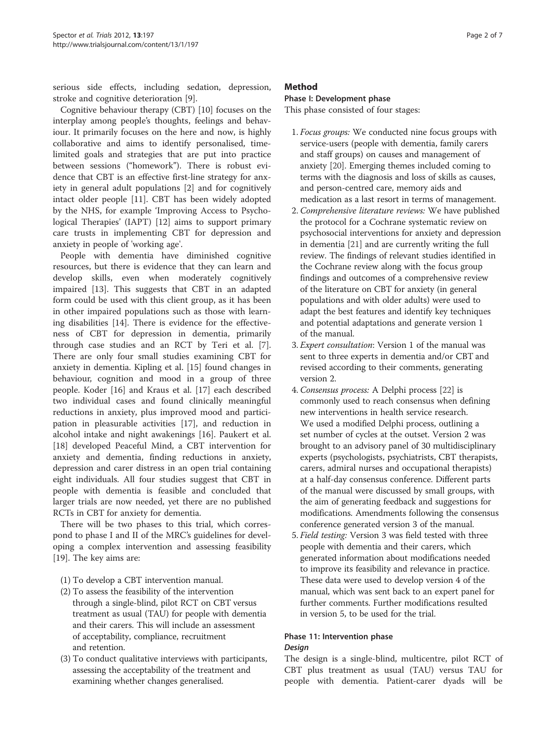serious side effects, including sedation, depression, stroke and cognitive deterioration [9].

Cognitive behaviour therapy (CBT) [10] focuses on the interplay among people's thoughts, feelings and behaviour. It primarily focuses on the here and now, is highly collaborative and aims to identify personalised, time-limited goals and strategies that are put into practice between sessions ("homework"). There is robust evidence that CBT is an effective first-line strategy for anxiety in general adult populations [2] and for cognitively intact older people [11]. CBT has been widely adopted by the NHS, for example 'Improving Access to Psychological Therapies' (IAPT) [12] aims to support primary care trusts in implementing CBT for depression and anxiety in people of 'working age'.

People with dementia have diminished cognitive resources, but there is evidence that they can learn and develop skills, even when moderately cognitively impaired [13]. This suggests that CBT in an adapted form could be used with this client group, as it has been in other impaired populations such as those with learning disabilities [14]. There is evidence for the effectiveness of CBT for depression in dementia, primarily through case studies and an RCT by Teri et al. [7]. There are only four small studies examining CBT for anxiety in dementia. Kipling et al. [15] found changes in behaviour, cognition and mood in a group of three people. Koder [16] and Kraus et al. [17] each described two individual cases and found clinically meaningful reductions in anxiety, plus improved mood and participation in pleasurable activities [17], and reduction in alcohol intake and night awakenings [16]. Paukert et al. [18] developed Peaceful Mind, a CBT intervention for anxiety and dementia, finding reductions in anxiety, depression and carer distress in an open trial containing eight individuals. All four studies suggest that CBT in people with dementia is feasible and concluded that larger trials are now needed, yet there are no published RCTs in CBT for anxiety for dementia.

There will be two phases to this trial, which correspond to phase I and II of the MRC's guidelines for developing a complex intervention and assessing feasibility [19]. The key aims are:

(1) To develop a CBT intervention manual.
(2) To assess the feasibility of the intervention through a single-blind, pilot RCT on CBT versus treatment as usual (TAU) for people with dementia and their carers. This will include an assessment of acceptability, compliance, recruitment and retention.
(3) To conduct qualitative interviews with participants, assessing the acceptability of the treatment and examining whether changes generalised.

## Method

### Phase I: Development phase

This phase consisted of four stages:

1. *Focus groups:* We conducted nine focus groups with service-users (people with dementia, family carers and staff groups) on causes and management of anxiety [20]. Emerging themes included coming to terms with the diagnosis and loss of skills as causes, and person-centred care, memory aids and medication as a last resort in terms of management.
2. *Comprehensive literature reviews:* We have published the protocol for a Cochrane systematic review on psychosocial interventions for anxiety and depression in dementia [21] and are currently writing the full review. The findings of relevant studies identified in the Cochrane review along with the focus group findings and outcomes of a comprehensive review of the literature on CBT for anxiety (in general populations and with older adults) were used to adapt the best features and identify key techniques and potential adaptations and generate version 1 of the manual.
3. *Expert consultation*: Version 1 of the manual was sent to three experts in dementia and/or CBT and revised according to their comments, generating version 2.
4. *Consensus process:* A Delphi process [22] is commonly used to reach consensus when defining new interventions in health service research. We used a modified Delphi process, outlining a set number of cycles at the outset. Version 2 was brought to an advisory panel of 30 multidisciplinary experts (psychologists, psychiatrists, CBT therapists, carers, admiral nurses and occupational therapists) at a half-day consensus conference. Different parts of the manual were discussed by small groups, with the aim of generating feedback and suggestions for modifications. Amendments following the consensus conference generated version 3 of the manual.
5. *Field testing:* Version 3 was field tested with three people with dementia and their carers, which generated information about modifications needed to improve its feasibility and relevance in practice. These data were used to develop version 4 of the manual, which was sent back to an expert panel for further comments. Further modifications resulted in version 5, to be used for the trial.

### Phase 11: Intervention phase

#### *Design*

The design is a single-blind, multicentre, pilot RCT of CBT plus treatment as usual (TAU) versus TAU for people with dementia. Patient-carer dyads will be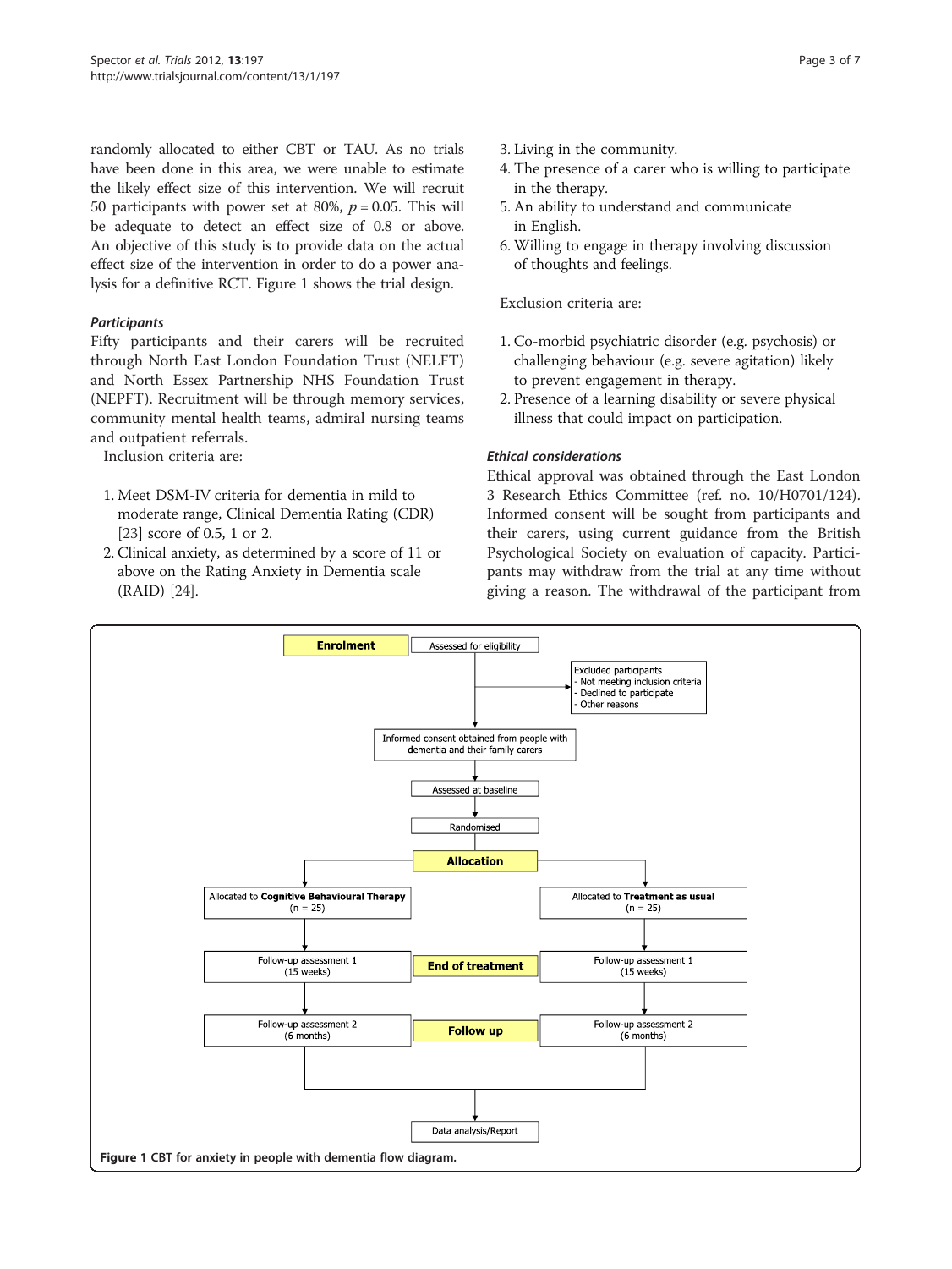randomly allocated to either CBT or TAU. As no trials have been done in this area, we were unable to estimate the likely effect size of this intervention. We will recruit 50 participants with power set at 80%, $p = 0.05$. This will be adequate to detect an effect size of 0.8 or above. An objective of this study is to provide data on the actual effect size of the intervention in order to do a power analysis for a definitive RCT. Figure 1 shows the trial design.

### *Participants*

Fifty participants and their carers will be recruited through North East London Foundation Trust (NELFT) and North Essex Partnership NHS Foundation Trust (NEPFT). Recruitment will be through memory services, community mental health teams, admiral nursing teams and outpatient referrals.

Inclusion criteria are:

1. Meet DSM-IV criteria for dementia in mild to moderate range, Clinical Dementia Rating (CDR) [23] score of 0.5, 1 or 2.
2. Clinical anxiety, as determined by a score of 11 or above on the Rating Anxiety in Dementia scale (RAID) [24].
3. Living in the community.
4. The presence of a carer who is willing to participate in the therapy.
5. An ability to understand and communicate in English.
6. Willing to engage in therapy involving discussion of thoughts and feelings.

Exclusion criteria are:

1. Co-morbid psychiatric disorder (e.g. psychosis) or challenging behaviour (e.g. severe agitation) likely to prevent engagement in therapy.
2. Presence of a learning disability or severe physical illness that could impact on participation.

### *Ethical considerations*

Ethical approval was obtained through the East London 3 Research Ethics Committee (ref. no. 10/H0701/124). Informed consent will be sought from participants and their carers, using current guidance from the British Psychological Society on evaluation of capacity. Participants may withdraw from the trial at any time without giving a reason. The withdrawal of the participant from

**Enrolment**

Assessed for eligibility

Excluded participants
- Not meeting inclusion criteria
- Declined to participate
- Other reasons

Informed consent obtained from people with dementia and their family carers

Assessed at baseline

Randomised

**Allocation**

Allocated to **Cognitive Behavioural Therapy** (n = 25) | Allocated to **Treatment as usual** (n = 25)

**End of treatment**

Follow-up assessment 1 (15 weeks) | Follow-up assessment 1 (15 weeks)

**Follow up**

Follow-up assessment 2 (6 months) | Follow-up assessment 2 (6 months)

Data analysis/Report

**Figure 1** CBT for anxiety in people with dementia flow diagram.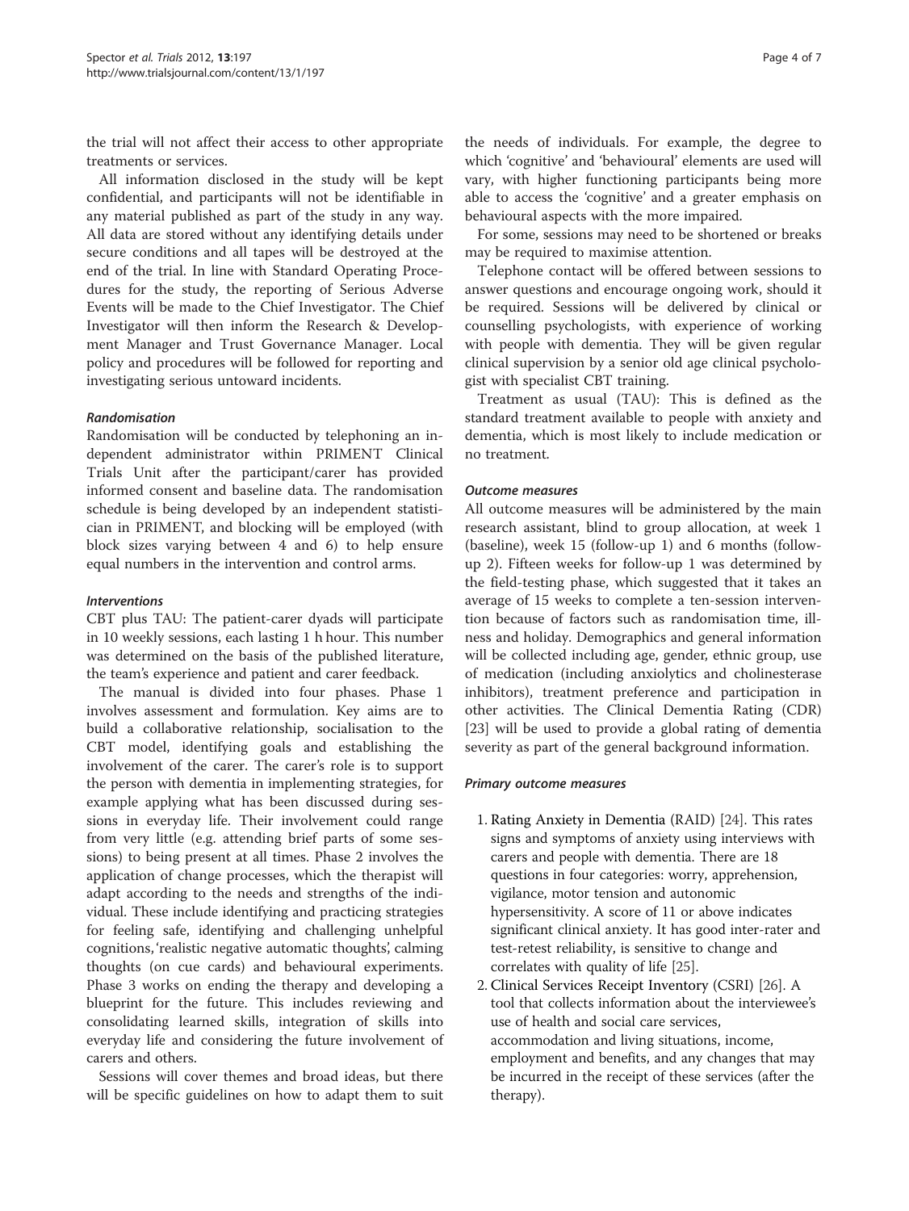the trial will not affect their access to other appropriate treatments or services.

All information disclosed in the study will be kept confidential, and participants will not be identifiable in any material published as part of the study in any way. All data are stored without any identifying details under secure conditions and all tapes will be destroyed at the end of the trial. In line with Standard Operating Procedures for the study, the reporting of Serious Adverse Events will be made to the Chief Investigator. The Chief Investigator will then inform the Research & Development Manager and Trust Governance Manager. Local policy and procedures will be followed for reporting and investigating serious untoward incidents.

#### *Randomisation*

Randomisation will be conducted by telephoning an independent administrator within PRIMENT Clinical Trials Unit after the participant/carer has provided informed consent and baseline data. The randomisation schedule is being developed by an independent statistician in PRIMENT, and blocking will be employed (with block sizes varying between 4 and 6) to help ensure equal numbers in the intervention and control arms.

#### *Interventions*

CBT plus TAU: The patient-carer dyads will participate in 10 weekly sessions, each lasting 1 h hour. This number was determined on the basis of the published literature, the team's experience and patient and carer feedback.

The manual is divided into four phases. Phase 1 involves assessment and formulation. Key aims are to build a collaborative relationship, socialisation to the CBT model, identifying goals and establishing the involvement of the carer. The carer's role is to support the person with dementia in implementing strategies, for example applying what has been discussed during sessions in everyday life. Their involvement could range from very little (e.g. attending brief parts of some sessions) to being present at all times. Phase 2 involves the application of change processes, which the therapist will adapt according to the needs and strengths of the individual. These include identifying and practicing strategies for feeling safe, identifying and challenging unhelpful cognitions, 'realistic negative automatic thoughts', calming thoughts (on cue cards) and behavioural experiments. Phase 3 works on ending the therapy and developing a blueprint for the future. This includes reviewing and consolidating learned skills, integration of skills into everyday life and considering the future involvement of carers and others.

Sessions will cover themes and broad ideas, but there will be specific guidelines on how to adapt them to suit the needs of individuals. For example, the degree to which 'cognitive' and 'behavioural' elements are used will vary, with higher functioning participants being more able to access the 'cognitive' and a greater emphasis on behavioural aspects with the more impaired.

For some, sessions may need to be shortened or breaks may be required to maximise attention.

Telephone contact will be offered between sessions to answer questions and encourage ongoing work, should it be required. Sessions will be delivered by clinical or counselling psychologists, with experience of working with people with dementia. They will be given regular clinical supervision by a senior old age clinical psychologist with specialist CBT training.

Treatment as usual (TAU): This is defined as the standard treatment available to people with anxiety and dementia, which is most likely to include medication or no treatment.

#### *Outcome measures*

All outcome measures will be administered by the main research assistant, blind to group allocation, at week 1 (baseline), week 15 (follow-up 1) and 6 months (follow-up 2). Fifteen weeks for follow-up 1 was determined by the field-testing phase, which suggested that it takes an average of 15 weeks to complete a ten-session intervention because of factors such as randomisation time, illness and holiday. Demographics and general information will be collected including age, gender, ethnic group, use of medication (including anxiolytics and cholinesterase inhibitors), treatment preference and participation in other activities. The Clinical Dementia Rating (CDR) [23] will be used to provide a global rating of dementia severity as part of the general background information.

#### *Primary outcome measures*

1. Rating Anxiety in Dementia (RAID) [24]. This rates signs and symptoms of anxiety using interviews with carers and people with dementia. There are 18 questions in four categories: worry, apprehension, vigilance, motor tension and autonomic hypersensitivity. A score of 11 or above indicates significant clinical anxiety. It has good inter-rater and test-retest reliability, is sensitive to change and correlates with quality of life [25].
2. Clinical Services Receipt Inventory (CSRI) [26]. A tool that collects information about the interviewee's use of health and social care services, accommodation and living situations, income, employment and benefits, and any changes that may be incurred in the receipt of these services (after the therapy).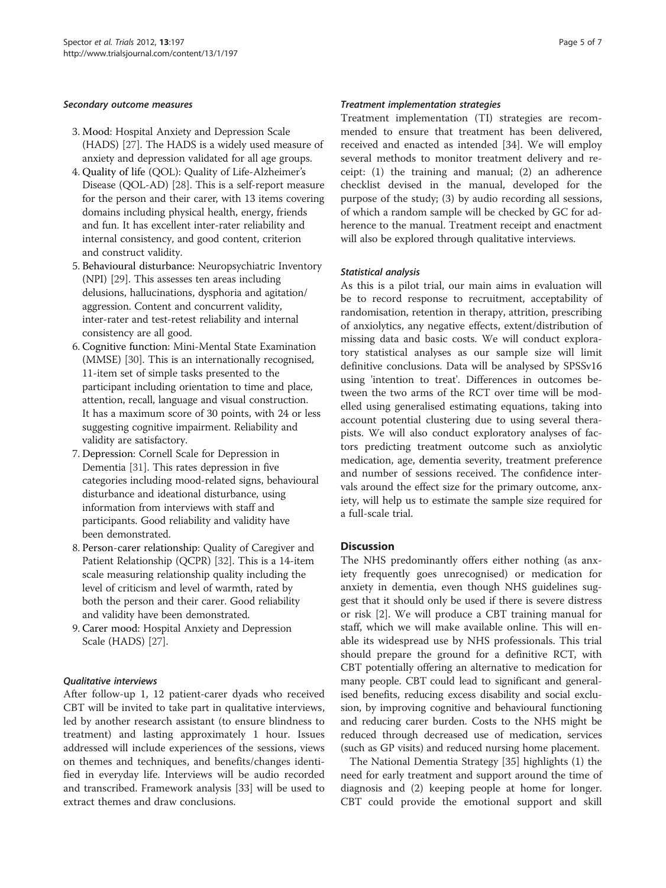#### *Secondary outcome measures*

3. **Mood**: Hospital Anxiety and Depression Scale (HADS) [27]. The HADS is a widely used measure of anxiety and depression validated for all age groups.
4. **Quality of life** (QOL): Quality of Life-Alzheimer's Disease (QOL-AD) [28]. This is a self-report measure for the person and their carer, with 13 items covering domains including physical health, energy, friends and fun. It has excellent inter-rater reliability and internal consistency, and good content, criterion and construct validity.
5. **Behavioural disturbance**: Neuropsychiatric Inventory (NPI) [29]. This assesses ten areas including delusions, hallucinations, dysphoria and agitation/aggression. Content and concurrent validity, inter-rater and test-retest reliability and internal consistency are all good.
6. **Cognitive function**: Mini-Mental State Examination (MMSE) [30]. This is an internationally recognised, 11-item set of simple tasks presented to the participant including orientation to time and place, attention, recall, language and visual construction. It has a maximum score of 30 points, with 24 or less suggesting cognitive impairment. Reliability and validity are satisfactory.
7. **Depression**: Cornell Scale for Depression in Dementia [31]. This rates depression in five categories including mood-related signs, behavioural disturbance and ideational disturbance, using information from interviews with staff and participants. Good reliability and validity have been demonstrated.
8. **Person-carer relationship**: Quality of Caregiver and Patient Relationship (QCPR) [32]. This is a 14-item scale measuring relationship quality including the level of criticism and level of warmth, rated by both the person and their carer. Good reliability and validity have been demonstrated.
9. **Carer mood**: Hospital Anxiety and Depression Scale (HADS) [27].

#### *Qualitative interviews*

After follow-up 1, 12 patient-carer dyads who received CBT will be invited to take part in qualitative interviews, led by another research assistant (to ensure blindness to treatment) and lasting approximately 1 hour. Issues addressed will include experiences of the sessions, views on themes and techniques, and benefits/changes identified in everyday life. Interviews will be audio recorded and transcribed. Framework analysis [33] will be used to extract themes and draw conclusions.

#### *Treatment implementation strategies*

Treatment implementation (TI) strategies are recommended to ensure that treatment has been delivered, received and enacted as intended [34]. We will employ several methods to monitor treatment delivery and receipt: (1) the training and manual; (2) an adherence checklist devised in the manual, developed for the purpose of the study; (3) by audio recording all sessions, of which a random sample will be checked by GC for adherence to the manual. Treatment receipt and enactment will also be explored through qualitative interviews.

#### *Statistical analysis*

As this is a pilot trial, our main aims in evaluation will be to record response to recruitment, acceptability of randomisation, retention in therapy, attrition, prescribing of anxiolytics, any negative effects, extent/distribution of missing data and basic costs. We will conduct exploratory statistical analyses as our sample size will limit definitive conclusions. Data will be analysed by SPSSv16 using 'intention to treat'. Differences in outcomes between the two arms of the RCT over time will be modelled using generalised estimating equations, taking into account potential clustering due to using several therapists. We will also conduct exploratory analyses of factors predicting treatment outcome such as anxiolytic medication, age, dementia severity, treatment preference and number of sessions received. The confidence intervals around the effect size for the primary outcome, anxiety, will help us to estimate the sample size required for a full-scale trial.

## Discussion

The NHS predominantly offers either nothing (as anxiety frequently goes unrecognised) or medication for anxiety in dementia, even though NHS guidelines suggest that it should only be used if there is severe distress or risk [2]. We will produce a CBT training manual for staff, which we will make available online. This will enable its widespread use by NHS professionals. This trial should prepare the ground for a definitive RCT, with CBT potentially offering an alternative to medication for many people. CBT could lead to significant and generalised benefits, reducing excess disability and social exclusion, by improving cognitive and behavioural functioning and reducing carer burden. Costs to the NHS might be reduced through decreased use of medication, services (such as GP visits) and reduced nursing home placement.

The National Dementia Strategy [35] highlights (1) the need for early treatment and support around the time of diagnosis and (2) keeping people at home for longer. CBT could provide the emotional support and skill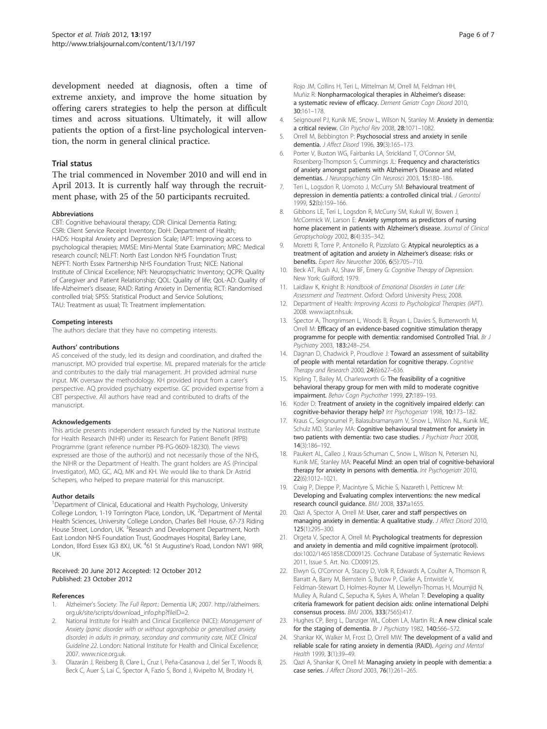development needed at diagnosis, often a time of extreme anxiety, and improve the home situation by offering carers strategies to help the person at difficult times and across situations. Ultimately, it will allow patients the option of a first-line psychological intervention, the norm in general clinical practice.

## Trial status

The trial commenced in November 2010 and will end in April 2013. It is currently half way through the recruitment phase, with 25 of the 50 participants recruited.

#### Abbreviations

CBT: Cognitive behavioural therapy; CDR: Clinical Dementia Rating; CSRI: Client Service Receipt Inventory; DoH: Department of Health; HADS: Hospital Anxiety and Depression Scale; IAPT: Improving access to psychological therapies; MMSE: Mini-Mental State Examination; MRC: Medical research council; NELFT: North East London NHS Foundation Trust; NEPFT: North Essex Partnership NHS Foundation Trust; NICE: National Institute of Clinical Excellence; NPI: Neuropsychiatric Inventory; QCPR: Quality of Caregiver and Patient Relationship; QOL: Quality of life; QoL-AD: Quality of life-Alzheimer's disease; RAID: Rating Anxiety in Dementia; RCT: Randomised controlled trial; SPSS: Statistical Product and Service Solutions; TAU: Treatment as usual; TI: Treatment implementation.

#### Competing interests

The authors declare that they have no competing interests.

#### Authors' contributions

AS conceived of the study, led its design and coordination, and drafted the manuscript. MO provided trial expertise. ML prepared materials for the article and contributes to the daily trial management. JH provided admiral nurse input. MK oversaw the methodology. KH provided input from a carer's perspective. AQ provided psychiatry expertise. GC provided expertise from a CBT perspective. All authors have read and contributed to drafts of the manuscript.

#### Acknowledgements

This article presents independent research funded by the National Institute for Health Research (NIHR) under its Research for Patient Benefit (RfPB) Programme (grant reference number PB-PG-0609-18230). The views expressed are those of the author(s) and not necessarily those of the NHS, the NIHR or the Department of Health. The grant holders are AS (Principal Investigator), MO, GC, AQ, MK and KH. We would like to thank Dr Astrid Schepers, who helped to prepare material for this manuscript.

#### Author details

[1]Department of Clinical, Educational and Health Psychology, University College London, 1-19 Torrington Place, London, UK. [2]Department of Mental Health Sciences, University College London, Charles Bell House, 67-73 Riding House Street, London, UK. [3]Research and Development Department, North East London NHS Foundation Trust, Goodmayes Hospital, Barley Lane, London, Ilford Essex IG3 8XJ, UK. [4]61 St Augustine's Road, London NW1 9RR, UK.

Received: 20 June 2012 Accepted: 12 October 2012
Published: 23 October 2012

#### References

1. Alzheimer's Society: *The Full Report.: Dementia UK*; 2007. http://alzheimers.org.uk/site/scripts/download_info.php?fileID=2.
2. National Institute for Health and Clinical Excellence (NICE): *Management of Anxiety (panic disorder with or without agoraphobia or generalised anxiety disorder) in adults in primary, secondary and community care, NICE Clinical Guideline 22*. London: National Institute for Health and Clinical Excellence; 2007. www.nice.org.uk.
3. Olazarán J, Reisberg B, Clare L, Cruz I, Peña-Casanova J, del Ser T, Woods B, Beck C, Auer S, Lai C, Spector A, Fazio S, Bond J, Kivipelto M, Brodaty H, Rojo JM, Collins H, Teri L, Mittelman M, Orrell M, Feldman HH, Muñiz R: **Nonpharmacological therapies in Alzheimer's disease: a systematic review of efficacy.** *Dement Geriatr Cogn Disord* 2010, **30**:161–178.
4. Seignourel PJ, Kunik ME, Snow L, Wilson N, Stanley M: **Anxiety in dementia: a critical review.** *Clin Psychol Rev* 2008, **28**:1071–1082.
5. Orrell M, Bebbington P: **Psychosocial stress and anxiety in senile dementia.** *J Affect Disord* 1996, **39**(3):165–173.
6. Porter V, Buxton WG, Fairbanks LA, Strickland T, O'Connor SM, Rosenberg-Thompson S, Cummings JL: **Frequency and characteristics of anxiety amongst patients with Alzheimer's Disease and related dementias.** *J Neuropsychiatry Clin Neurosci* 2003, **15**:180–186.
7. Teri L, Logsdon R, Uomoto J, McCurry SM: **Behavioural treatment of depression in dementia patients: a controlled clinical trial.** *J Gerontol* 1999, **52**(b):159–166.
8. Gibbons LE, Teri L, Logsdon R, McCurry SM, Kukull W, Bowen J, McCormick W, Larson E: **Anxiety symptoms as predictors of nursing home placement in patients with Alzheimer's disease.** *Journal of Clinical Geropsychology* 2002, **8**(4):335–342.
9. Moretti R, Torre P, Antonello R, Pizzolato G: **Atypical neuroleptics as a treatment of agitation and anxiety in Alzheimer's disease: risks or benefits.** *Expert Rev Neurother* 2006, **6**(5):705–710.
10. Beck AT, Rush AJ, Shaw BF, Emery G: *Cognitive Therapy of Depression*. New York: Guilford; 1979.
11. Laidlaw K, Knight B: *Handbook of Emotional Disorders in Later Life: Assessment and Treatment*. Oxford: Oxford University Press; 2008.
12. Department of Health: *Improving Access to Psychological Therapies (IAPT)*. 2008. www.iapt.nhs.uk.
13. Spector A, Thorgrimsen L, Woods B, Royan L, Davies S, Butterworth M, Orrell M: **Efficacy of an evidence-based cognitive stimulation therapy programme for people with dementia: randomised Controlled Trial.** *Br J Psychiatry* 2003, **183**:248–254.
14. Dagnan D, Chadwick P, Proudlove J: **Toward an assessment of suitability of people with mental retardation for cognitive therapy.** *Cognitive Therapy and Research* 2000, **24**(6):627–636.
15. Kipling T, Bailey M, Charlesworth G: **The feasibility of a cognitive behavioral therapy group for men with mild to moderate cognitive impairment.** *Behav Cogn Psychother* 1999, **27**:189–193.
16. Koder D: **Treatment of anxiety in the cognitively impaired elderly: can cognitive-behavior therapy help?** *Int Psychogeriatr* 1998, **10**:173–182.
17. Kraus C, Seignournel P, Balasubramanyam V, Snow L, Wilson NL, Kunik ME, Schulz MD, Stanley MA: **Cognitive behavioural treatment for anxiety in two patients with dementia: two case studies.** *J Psychiatr Pract* 2008, **14**(3):186–192.
18. Paukert AL, Calleo J, Kraus-Schuman C, Snow L, Wilson N, Petersen NJ, Kunik ME, Stanley MA: **Peaceful Mind: an open trial of cognitive-behavioral therapy for anxiety in persons with dementia.** *Int Psychogeriatr* 2010, **22**(6):1012–1021.
19. Craig P, Dieppe P, Macintyre S, Michie S, Nazareth I, Petticrew M: **Developing and Evaluating complex interventions: the new medical research council guidance.** *BMJ* 2008, **337**:a1655.
20. Qazi A, Spector A, Orrell M: **User, carer and staff perspectives on managing anxiety in dementia: A qualitative study.** *J Affect Disord* 2010, **125**(1):295–300.
21. Orgeta V, Spector A, Orrell M: **Psychological treatments for depression and anxiety in dementia and mild cognitive impairment (protocol).** doi:1002/14651858.CD009125. Cochrane Database of Systematic Reviews 2011, Issue 5. Art. No. CD009125.
22. Elwyn G, O'Connor A, Stacey D, Volk R, Edwards A, Coulter A, Thomson R, Barratt A, Barry M, Bernstein S, Butow P, Clarke A, Entwistle V, Feldman-Stewart D, Holmes-Royner M, Llewellyn-Thomas H, Moumjid N, Mulley A, Ruland C, Sepucha K, Sykes A, Whelan T: **Developing a quality criteria framework for patient decision aids: online international Delphi consensus process.** *BMJ* 2006, **333**(7565):417.
23. Hughes CP, Berg L, Danziger WL, Coben LA, Martin RL: **A new clinical scale for the staging of dementia.** *Br J Psychiatry* 1982, **140**:566–572.
24. Shankar KK, Walker M, Frost D, Orrell MW: **The development of a valid and reliable scale for rating anxiety in dementia (RAID).** *Ageing and Mental Health* 1999, **3**(1):39–49.
25. Qazi A, Shankar K, Orrell M: **Managing anxiety in people with dementia: a case series.** *J Affect Disord* 2003, **76**(1):261–265.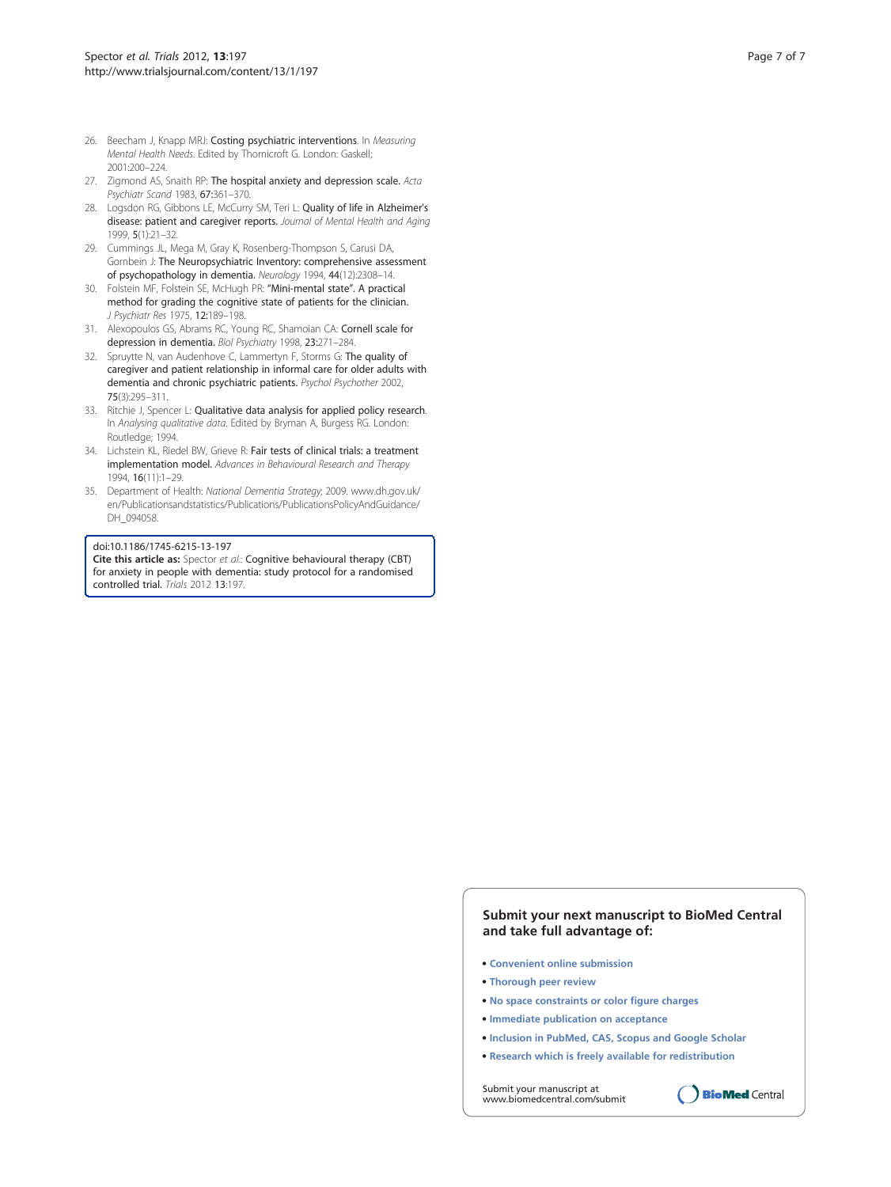26. Beecham J, Knapp MRJ: **Costing psychiatric interventions**. In *Measuring Mental Health Needs*. Edited by Thornicroft G. London: Gaskell; 2001:200–224.
27. Zigmond AS, Snaith RP: **The hospital anxiety and depression scale.** *Acta Psychiatr Scand* 1983, **67**:361–370.
28. Logsdon RG, Gibbons LE, McCurry SM, Teri L: **Quality of life in Alzheimer's disease: patient and caregiver reports.** *Journal of Mental Health and Aging* 1999, **5**(1):21–32.
29. Cummings JL, Mega M, Gray K, Rosenberg-Thompson S, Carusi DA, Gornbein J: **The Neuropsychiatric Inventory: comprehensive assessment of psychopathology in dementia.** *Neurology* 1994, **44**(12):2308–14.
30. Folstein MF, Folstein SE, McHugh PR: **"Mini-mental state". A practical method for grading the cognitive state of patients for the clinician.** *J Psychiatr Res* 1975, **12**:189–198.
31. Alexopoulos GS, Abrams RC, Young RC, Shamoian CA: **Cornell scale for depression in dementia.** *Biol Psychiatry* 1998, **23**:271–284.
32. Spruytte N, van Audenhove C, Lammertyn F, Storms G: **The quality of caregiver and patient relationship in informal care for older adults with dementia and chronic psychiatric patients.** *Psychol Psychother* 2002, **75**(3):295–311.
33. Ritchie J, Spencer L: **Qualitative data analysis for applied policy research**. In *Analysing qualitative data*. Edited by Bryman A, Burgess RG. London: Routledge; 1994.
34. Lichstein KL, Riedel BW, Grieve R: **Fair tests of clinical trials: a treatment implementation model.** *Advances in Behavioural Research and Therapy* 1994, **16**(11):1–29.
35. Department of Health: *National Dementia Strategy*; 2009. www.dh.gov.uk/en/Publicationsandstatistics/Publications/PublicationsPolicyAndGuidance/DH_094058.

doi:10.1186/1745-6215-13-197

**Cite this article as:** Spector *et al.*: Cognitive behavioural therapy (CBT) for anxiety in people with dementia: study protocol for a randomised controlled trial. *Trials* 2012 **13**:197.

**Submit your next manuscript to BioMed Central and take full advantage of:**

- **Convenient online submission**
- **Thorough peer review**
- **No space constraints or color figure charges**
- **Immediate publication on acceptance**
- **Inclusion in PubMed, CAS, Scopus and Google Scholar**
- **Research which is freely available for redistribution**

Submit your manuscript at
www.biomedcentral.com/submit

BioMed Central